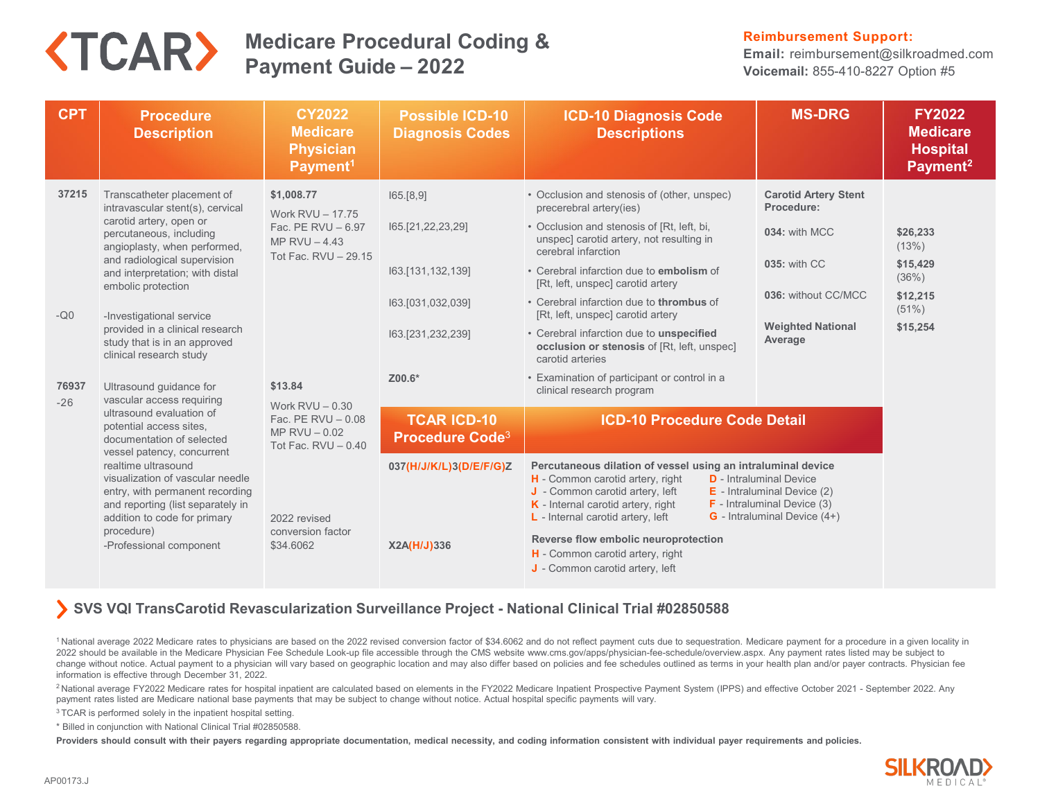# TCAR Medicare Procedural Coding & Payment Guide – 2022

**Reimbursement Support:**
**Email:** reimbursement@silkroadmed.com
**Voicemail:** 855-410-8227 Option #5

| CPT | Procedure Description | CY2022 Medicare Physician Payment[1] | Possible ICD-10 Diagnosis Codes | ICD-10 Diagnosis Code Descriptions | MS-DRG | FY2022 Medicare Hospital Payment[2] |
|---|---|---|---|---|---|---|
| 37215 | Transcatheter placement of intravascular stent(s), cervical carotid artery, open or percutaneous, including angioplasty, when performed, and radiological supervision and interpretation; with distal embolic protection | **$1,008.77**<br>Work RVU – 17.75<br>Fac. PE RVU – 6.97<br>MP RVU – 4.43<br>Tot Fac. RVU – 29.15 | I65.[8,9] | • Occlusion and stenosis of (other, unspec) precerebral artery(ies) | **Carotid Artery Stent Procedure:** | |
| | | | I65.[21,22,23,29] | • Occlusion and stenosis of [Rt, left, bi, unspec] carotid artery, not resulting in cerebral infarction | **034:** with MCC | **$26,233** (13%) |
| | | | I63.[131,132,139] | • Cerebral infarction due to **embolism** of [Rt, left, unspec] carotid artery | **035:** with CC | **$15,429** (36%) |
| -Q0 | -Investigational service provided in a clinical research study that is in an approved clinical research study | | I63.[031,032,039] | • Cerebral infarction due to **thrombus** of [Rt, left, unspec] carotid artery | **036:** without CC/MCC | **$12,215** (51%) |
| | | | I63.[231,232,239] | • Cerebral infarction due to **unspecified occlusion or stenosis** of [Rt, left, unspec] carotid arteries | **Weighted National Average** | **$15,254** |
| 76937<br>-26 | Ultrasound guidance for vascular access requiring ultrasound evaluation of potential access sites, documentation of selected vessel patency, concurrent realtime ultrasound visualization of vascular needle entry, with permanent recording and reporting (list separately in addition to code for primary procedure)<br>-Professional component | **$13.84**<br>Work RVU – 0.30<br>Fac. PE RVU – 0.08<br>MP RVU – 0.02<br>Tot Fac. RVU – 0.40<br><br>2022 revised conversion factor $34.6062 | **Z00.6*** | • Examination of participant or control in a clinical research program | | |

| TCAR ICD-10 Procedure Code[3] | ICD-10 Procedure Code Detail |
|---|---|
| **037(H/J/K/L)3(D/E/F/G)Z** | **Percutaneous dilation of vessel using an intraluminal device**<br>**H** - Common carotid artery, right; **J** - Common carotid artery, left; **K** - Internal carotid artery, right; **L** - Internal carotid artery, left<br>**D** - Intraluminal Device; **E** - Intraluminal Device (2); **F** - Intraluminal Device (3); **G** - Intraluminal Device (4+) |
| **X2A(H/J)336** | **Reverse flow embolic neuroprotection**<br>**H** - Common carotid artery, right<br>**J** - Common carotid artery, left |

## SVS VQI TransCarotid Revascularization Surveillance Project - National Clinical Trial #02850588

[1] National average 2022 Medicare rates to physicians are based on the 2022 revised conversion factor of $34.6062 and do not reflect payment cuts due to sequestration. Medicare payment for a procedure in a given locality in 2022 should be available in the Medicare Physician Fee Schedule Look-up file accessible through the CMS website www.cms.gov/apps/physician-fee-schedule/overview.aspx. Any payment rates listed may be subject to change without notice. Actual payment to a physician will vary based on geographic location and may also differ based on policies and fee schedules outlined as terms in your health plan and/or payer contracts. Physician fee information is effective through December 31, 2022.

[2] National average FY2022 Medicare rates for hospital inpatient are calculated based on elements in the FY2022 Medicare Inpatient Prospective Payment System (IPPS) and effective October 2021 - September 2022. Any payment rates listed are Medicare national base payments that may be subject to change without notice. Actual hospital specific payments will vary.

[3] TCAR is performed solely in the inpatient hospital setting.

* Billed in conjunction with National Clinical Trial #02850588.

**Providers should consult with their payers regarding appropriate documentation, medical necessity, and coding information consistent with individual payer requirements and policies.**

AP00173.J

SILKROAD MEDICAL®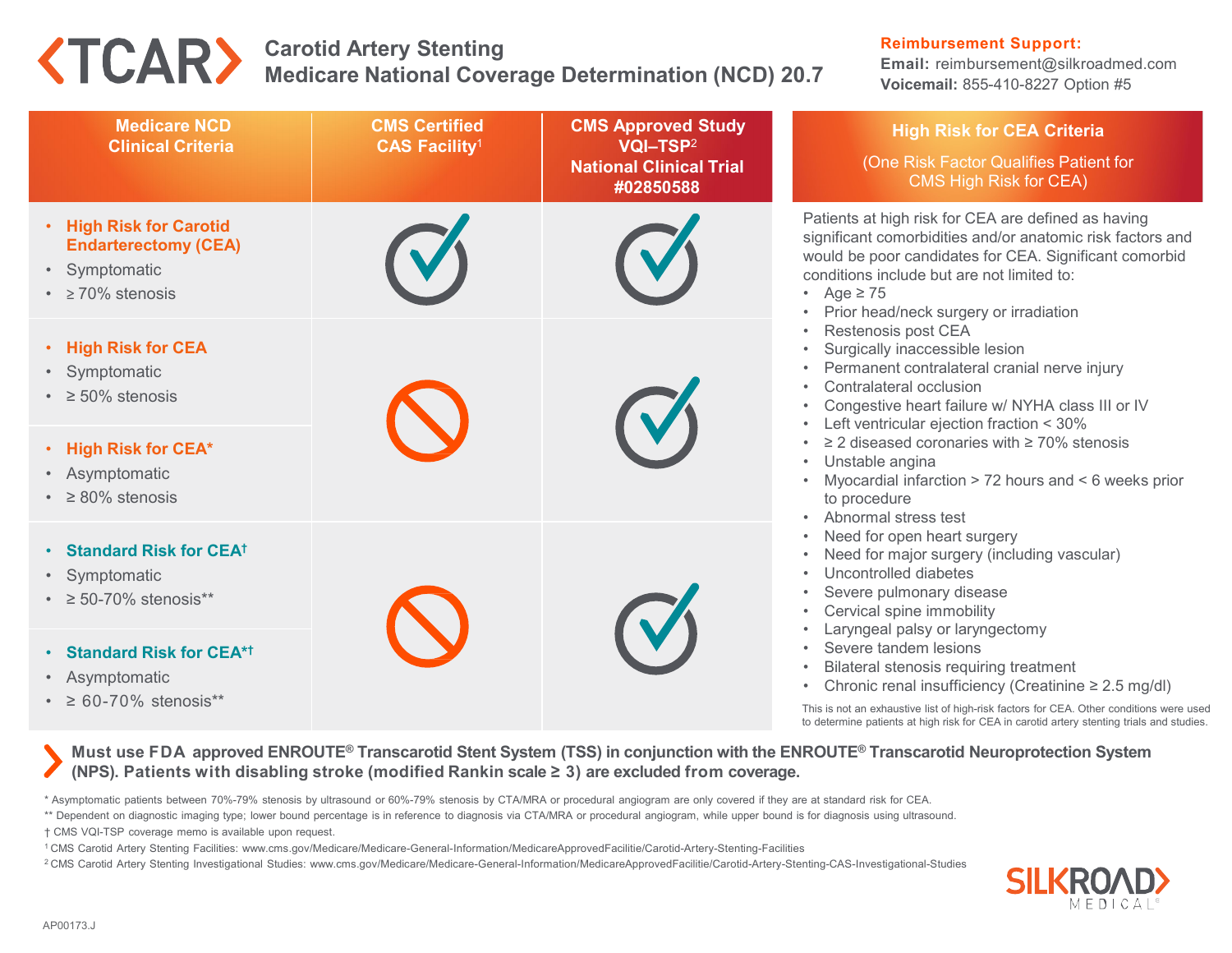# TCAR

## Carotid Artery Stenting
## Medicare National Coverage Determination (NCD) 20.7

**Reimbursement Support:**
**Email:** reimbursement@silkroadmed.com
**Voicemail:** 855-410-8227 Option #5

| Medicare NCD Clinical Criteria | CMS Certified CAS Facility[1] | CMS Approved Study VQI–TSP[2] National Clinical Trial #02850588 |
|---|---|---|
| • **High Risk for Carotid Endarterectomy (CEA)** • Symptomatic • ≥ 70% stenosis | ✓ | ✓ |
| • **High Risk for CEA** • Symptomatic • ≥ 50% stenosis | ⃠ | ✓ |
| • **High Risk for CEA*** • Asymptomatic • ≥ 80% stenosis | ⃠ | ✓ |
| • **Standard Risk for CEA†** • Symptomatic • ≥ 50-70% stenosis** | ⃠ | ✓ |
| • **Standard Risk for CEA*†** • Asymptomatic • ≥ 60-70% stenosis** | ⃠ | ✓ |

### High Risk for CEA Criteria

(One Risk Factor Qualifies Patient for CMS High Risk for CEA)

Patients at high risk for CEA are defined as having significant comorbidities and/or anatomic risk factors and would be poor candidates for CEA. Significant comorbid conditions include but are not limited to:

- Age ≥ 75
- Prior head/neck surgery or irradiation
- Restenosis post CEA
- Surgically inaccessible lesion
- Permanent contralateral cranial nerve injury
- Contralateral occlusion
- Congestive heart failure w/ NYHA class III or IV
- Left ventricular ejection fraction < 30%
- ≥ 2 diseased coronaries with ≥ 70% stenosis
- Unstable angina
- Myocardial infarction > 72 hours and < 6 weeks prior to procedure
- Abnormal stress test
- Need for open heart surgery
- Need for major surgery (including vascular)
- Uncontrolled diabetes
- Severe pulmonary disease
- Cervical spine immobility
- Laryngeal palsy or laryngectomy
- Severe tandem lesions
- Bilateral stenosis requiring treatment
- Chronic renal insufficiency (Creatinine ≥ 2.5 mg/dl)

This is not an exhaustive list of high-risk factors for CEA. Other conditions were used to determine patients at high risk for CEA in carotid artery stenting trials and studies.

**Must use FDA approved ENROUTE® Transcarotid Stent System (TSS) in conjunction with the ENROUTE® Transcarotid Neuroprotection System (NPS). Patients with disabling stroke (modified Rankin scale ≥ 3) are excluded from coverage.**

\* Asymptomatic patients between 70%-79% stenosis by ultrasound or 60%-79% stenosis by CTA/MRA or procedural angiogram are only covered if they are at standard risk for CEA.

** Dependent on diagnostic imaging type; lower bound percentage is in reference to diagnosis via CTA/MRA or procedural angiogram, while upper bound is for diagnosis using ultrasound.

† CMS VQI-TSP coverage memo is available upon request.

[1] CMS Carotid Artery Stenting Facilities: www.cms.gov/Medicare/Medicare-General-Information/MedicareApprovedFacilitie/Carotid-Artery-Stenting-Facilities

[2] CMS Carotid Artery Stenting Investigational Studies: www.cms.gov/Medicare/Medicare-General-Information/MedicareApprovedFacilitie/Carotid-Artery-Stenting-CAS-Investigational-Studies

SILKROAD MEDICAL

AP00173.J